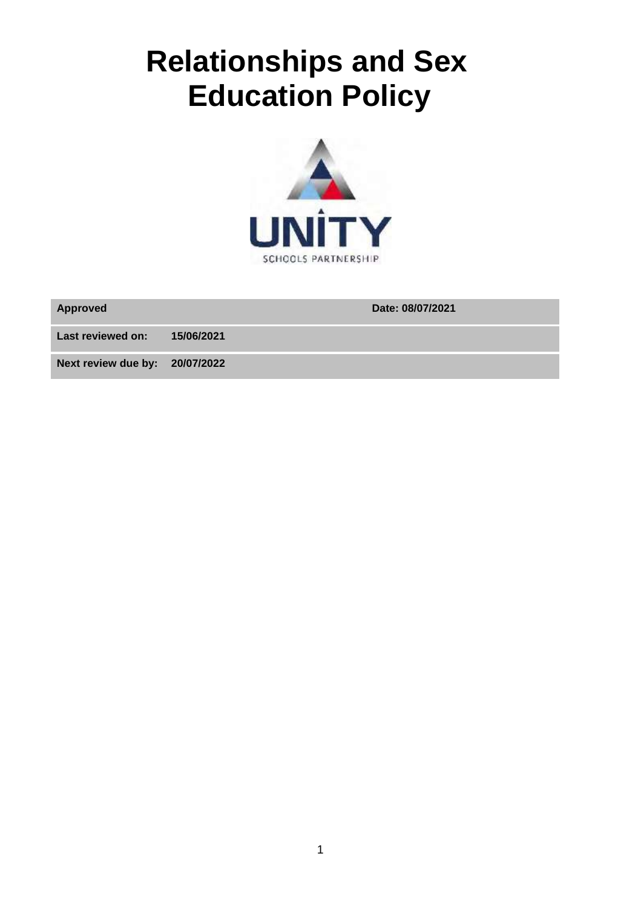# Relationships and Sex Education Policy

| Approved | | Date: 08/07/2021 |
|---|---|---|
| Last reviewed on: | 15/06/2021 | |
| Next review due by: | 20/07/2022 | |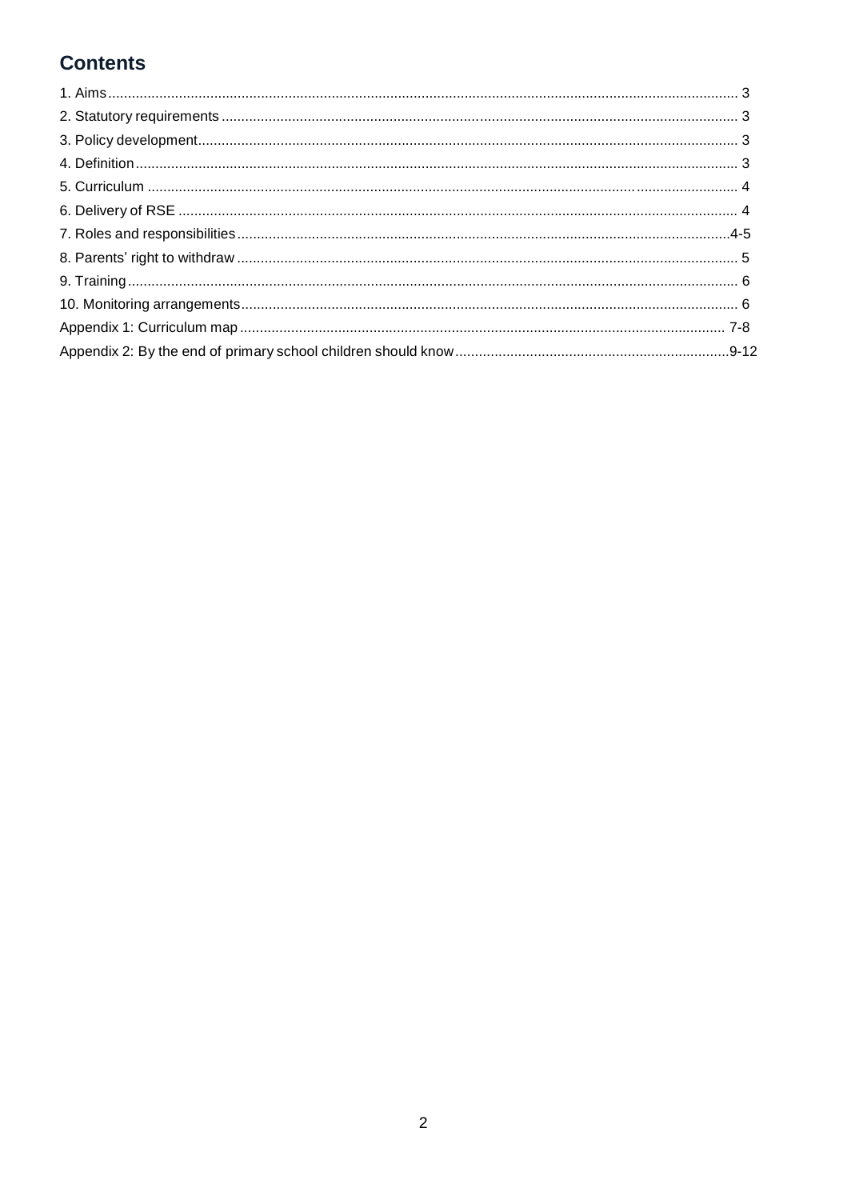# Contents

1. Aims ........ 3
2. Statutory requirements ........ 3
3. Policy development ........ 3
4. Definition ........ 3
5. Curriculum ........ 4
6. Delivery of RSE ........ 4
7. Roles and responsibilities ........ 4-5
8. Parents' right to withdraw ........ 5
9. Training ........ 6
10. Monitoring arrangements ........ 6

Appendix 1: Curriculum map ........ 7-8

Appendix 2: By the end of primary school children should know ........ 9-12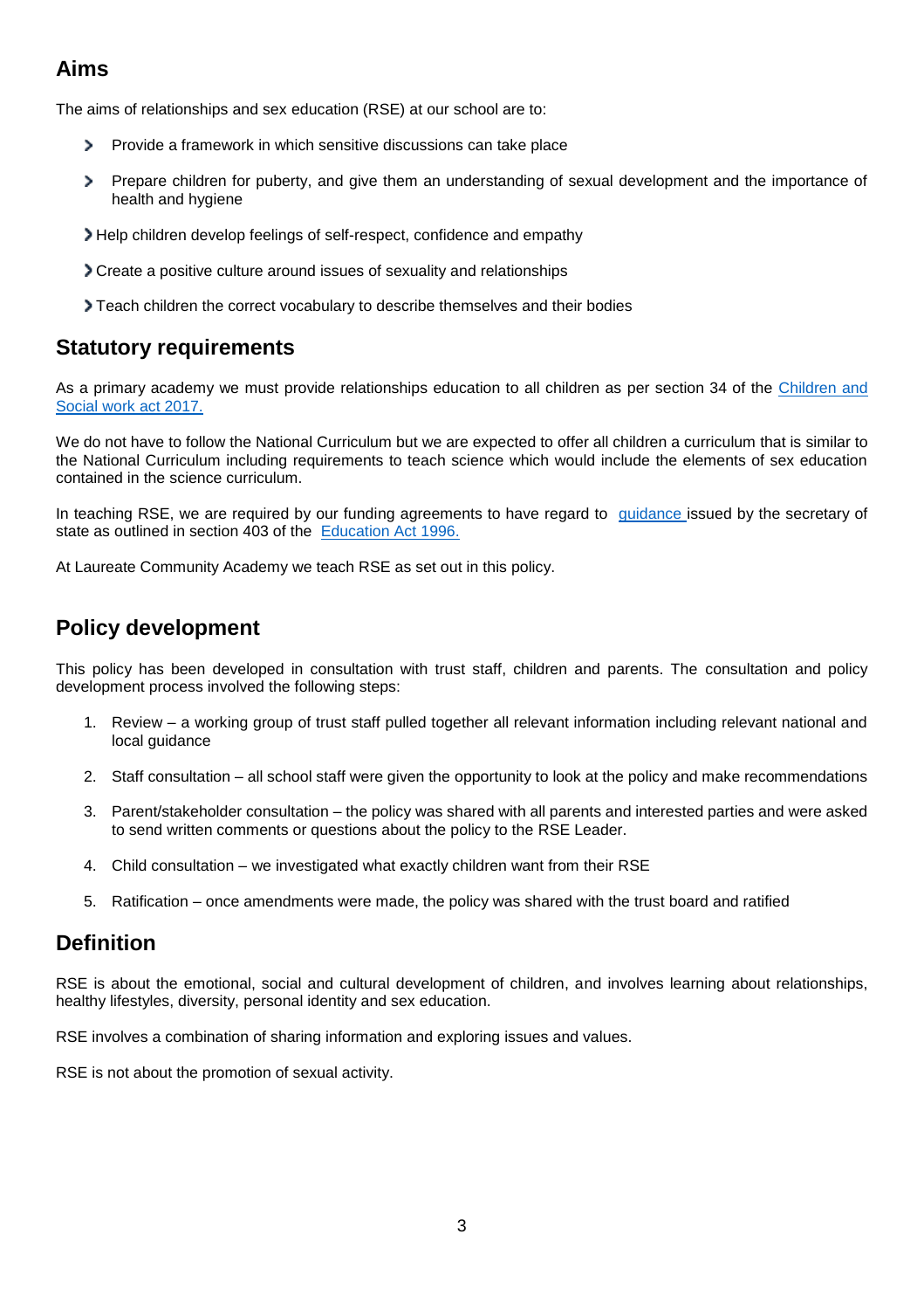## Aims

The aims of relationships and sex education (RSE) at our school are to:

- Provide a framework in which sensitive discussions can take place
- Prepare children for puberty, and give them an understanding of sexual development and the importance of health and hygiene
- Help children develop feelings of self-respect, confidence and empathy
- Create a positive culture around issues of sexuality and relationships
- Teach children the correct vocabulary to describe themselves and their bodies

## Statutory requirements

As a primary academy we must provide relationships education to all children as per section 34 of the Children and Social work act 2017.

We do not have to follow the National Curriculum but we are expected to offer all children a curriculum that is similar to the National Curriculum including requirements to teach science which would include the elements of sex education contained in the science curriculum.

In teaching RSE, we are required by our funding agreements to have regard to guidance issued by the secretary of state as outlined in section 403 of the Education Act 1996.

At Laureate Community Academy we teach RSE as set out in this policy.

## Policy development

This policy has been developed in consultation with trust staff, children and parents. The consultation and policy development process involved the following steps:

1. Review – a working group of trust staff pulled together all relevant information including relevant national and local guidance
2. Staff consultation – all school staff were given the opportunity to look at the policy and make recommendations
3. Parent/stakeholder consultation – the policy was shared with all parents and interested parties and were asked to send written comments or questions about the policy to the RSE Leader.
4. Child consultation – we investigated what exactly children want from their RSE
5. Ratification – once amendments were made, the policy was shared with the trust board and ratified

## Definition

RSE is about the emotional, social and cultural development of children, and involves learning about relationships, healthy lifestyles, diversity, personal identity and sex education.

RSE involves a combination of sharing information and exploring issues and values.

RSE is not about the promotion of sexual activity.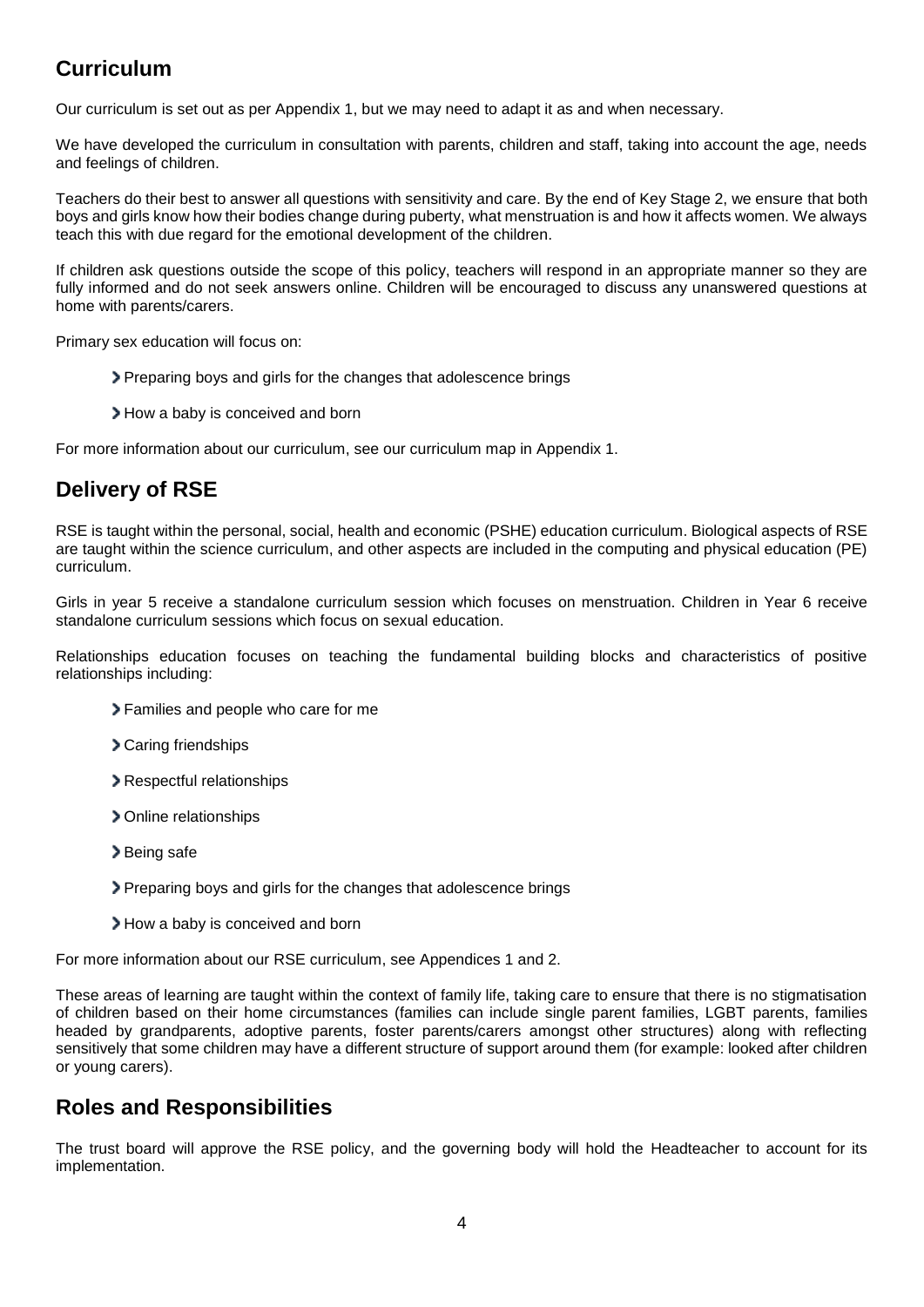## Curriculum

Our curriculum is set out as per Appendix 1, but we may need to adapt it as and when necessary.

We have developed the curriculum in consultation with parents, children and staff, taking into account the age, needs and feelings of children.

Teachers do their best to answer all questions with sensitivity and care. By the end of Key Stage 2, we ensure that both boys and girls know how their bodies change during puberty, what menstruation is and how it affects women. We always teach this with due regard for the emotional development of the children.

If children ask questions outside the scope of this policy, teachers will respond in an appropriate manner so they are fully informed and do not seek answers online. Children will be encouraged to discuss any unanswered questions at home with parents/carers.

Primary sex education will focus on:

- Preparing boys and girls for the changes that adolescence brings
- How a baby is conceived and born

For more information about our curriculum, see our curriculum map in Appendix 1.

## Delivery of RSE

RSE is taught within the personal, social, health and economic (PSHE) education curriculum. Biological aspects of RSE are taught within the science curriculum, and other aspects are included in the computing and physical education (PE) curriculum.

Girls in year 5 receive a standalone curriculum session which focuses on menstruation. Children in Year 6 receive standalone curriculum sessions which focus on sexual education.

Relationships education focuses on teaching the fundamental building blocks and characteristics of positive relationships including:

- Families and people who care for me
- Caring friendships
- Respectful relationships
- Online relationships
- Being safe
- Preparing boys and girls for the changes that adolescence brings
- How a baby is conceived and born

For more information about our RSE curriculum, see Appendices 1 and 2.

These areas of learning are taught within the context of family life, taking care to ensure that there is no stigmatisation of children based on their home circumstances (families can include single parent families, LGBT parents, families headed by grandparents, adoptive parents, foster parents/carers amongst other structures) along with reflecting sensitively that some children may have a different structure of support around them (for example: looked after children or young carers).

## Roles and Responsibilities

The trust board will approve the RSE policy, and the governing body will hold the Headteacher to account for its implementation.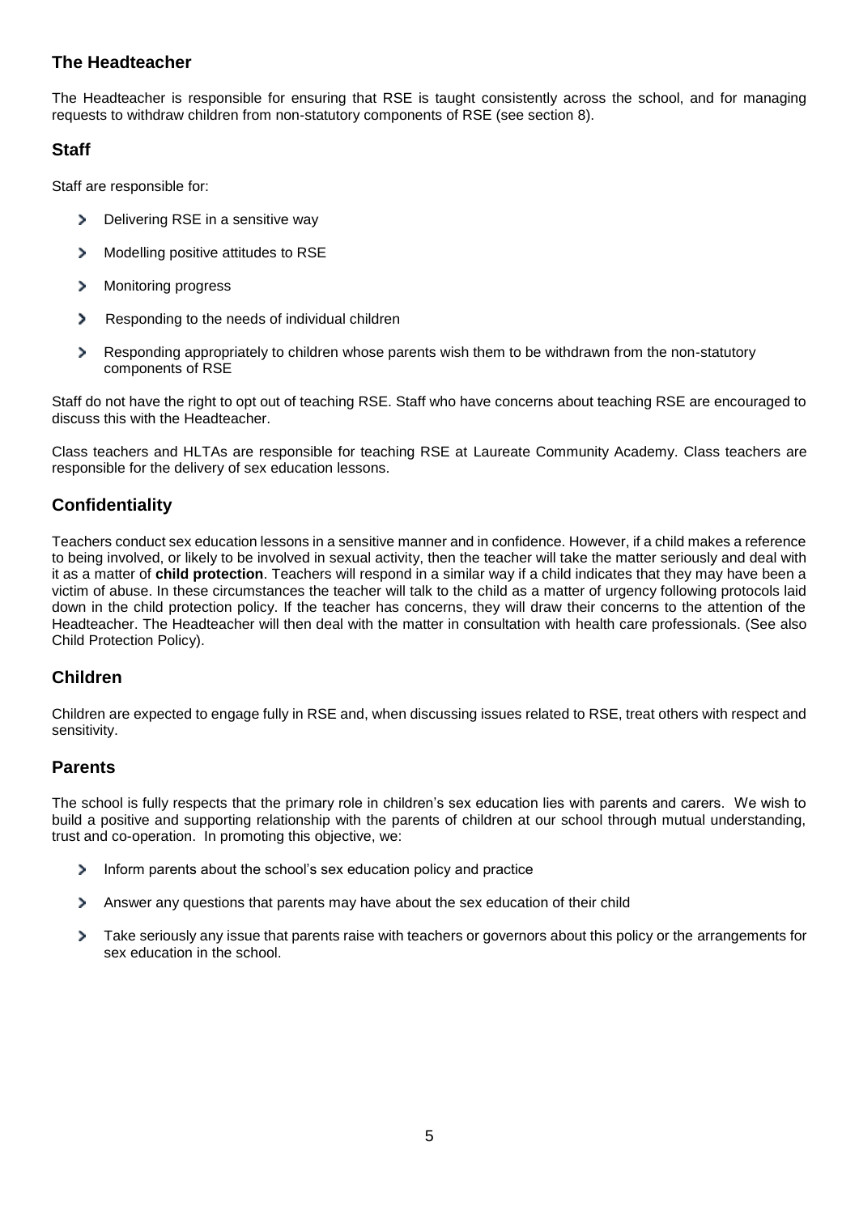## The Headteacher

The Headteacher is responsible for ensuring that RSE is taught consistently across the school, and for managing requests to withdraw children from non-statutory components of RSE (see section 8).

## Staff

Staff are responsible for:

- Delivering RSE in a sensitive way
- Modelling positive attitudes to RSE
- Monitoring progress
- Responding to the needs of individual children
- Responding appropriately to children whose parents wish them to be withdrawn from the non-statutory components of RSE

Staff do not have the right to opt out of teaching RSE. Staff who have concerns about teaching RSE are encouraged to discuss this with the Headteacher.

Class teachers and HLTAs are responsible for teaching RSE at Laureate Community Academy. Class teachers are responsible for the delivery of sex education lessons.

## Confidentiality

Teachers conduct sex education lessons in a sensitive manner and in confidence. However, if a child makes a reference to being involved, or likely to be involved in sexual activity, then the teacher will take the matter seriously and deal with it as a matter of **child protection**. Teachers will respond in a similar way if a child indicates that they may have been a victim of abuse. In these circumstances the teacher will talk to the child as a matter of urgency following protocols laid down in the child protection policy. If the teacher has concerns, they will draw their concerns to the attention of the Headteacher. The Headteacher will then deal with the matter in consultation with health care professionals. (See also Child Protection Policy).

## Children

Children are expected to engage fully in RSE and, when discussing issues related to RSE, treat others with respect and sensitivity.

## Parents

The school is fully respects that the primary role in children's sex education lies with parents and carers. We wish to build a positive and supporting relationship with the parents of children at our school through mutual understanding, trust and co-operation. In promoting this objective, we:

- Inform parents about the school's sex education policy and practice
- Answer any questions that parents may have about the sex education of their child
- Take seriously any issue that parents raise with teachers or governors about this policy or the arrangements for sex education in the school.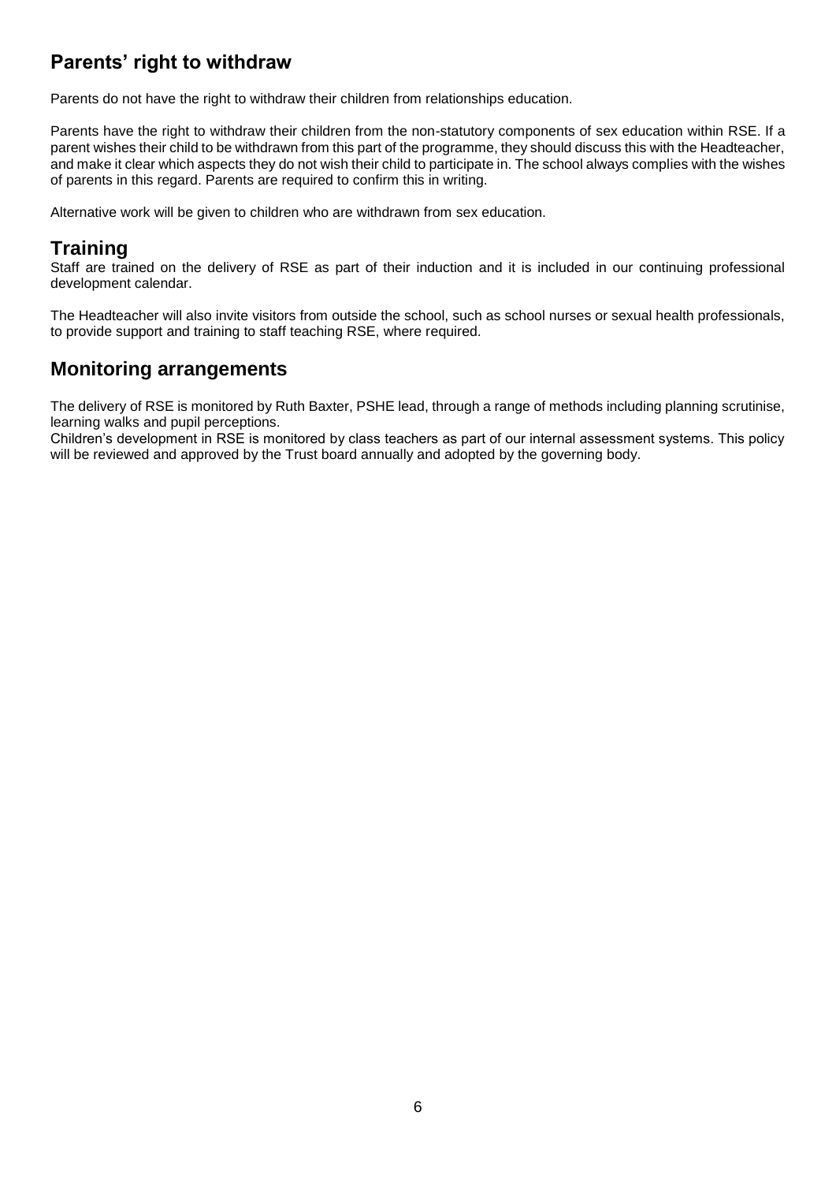## Parents' right to withdraw

Parents do not have the right to withdraw their children from relationships education.

Parents have the right to withdraw their children from the non-statutory components of sex education within RSE. If a parent wishes their child to be withdrawn from this part of the programme, they should discuss this with the Headteacher, and make it clear which aspects they do not wish their child to participate in. The school always complies with the wishes of parents in this regard. Parents are required to confirm this in writing.

Alternative work will be given to children who are withdrawn from sex education.

## Training

Staff are trained on the delivery of RSE as part of their induction and it is included in our continuing professional development calendar.

The Headteacher will also invite visitors from outside the school, such as school nurses or sexual health professionals, to provide support and training to staff teaching RSE, where required.

## Monitoring arrangements

The delivery of RSE is monitored by Ruth Baxter, PSHE lead, through a range of methods including planning scrutinise, learning walks and pupil perceptions.

Children's development in RSE is monitored by class teachers as part of our internal assessment systems. This policy will be reviewed and approved by the Trust board annually and adopted by the governing body.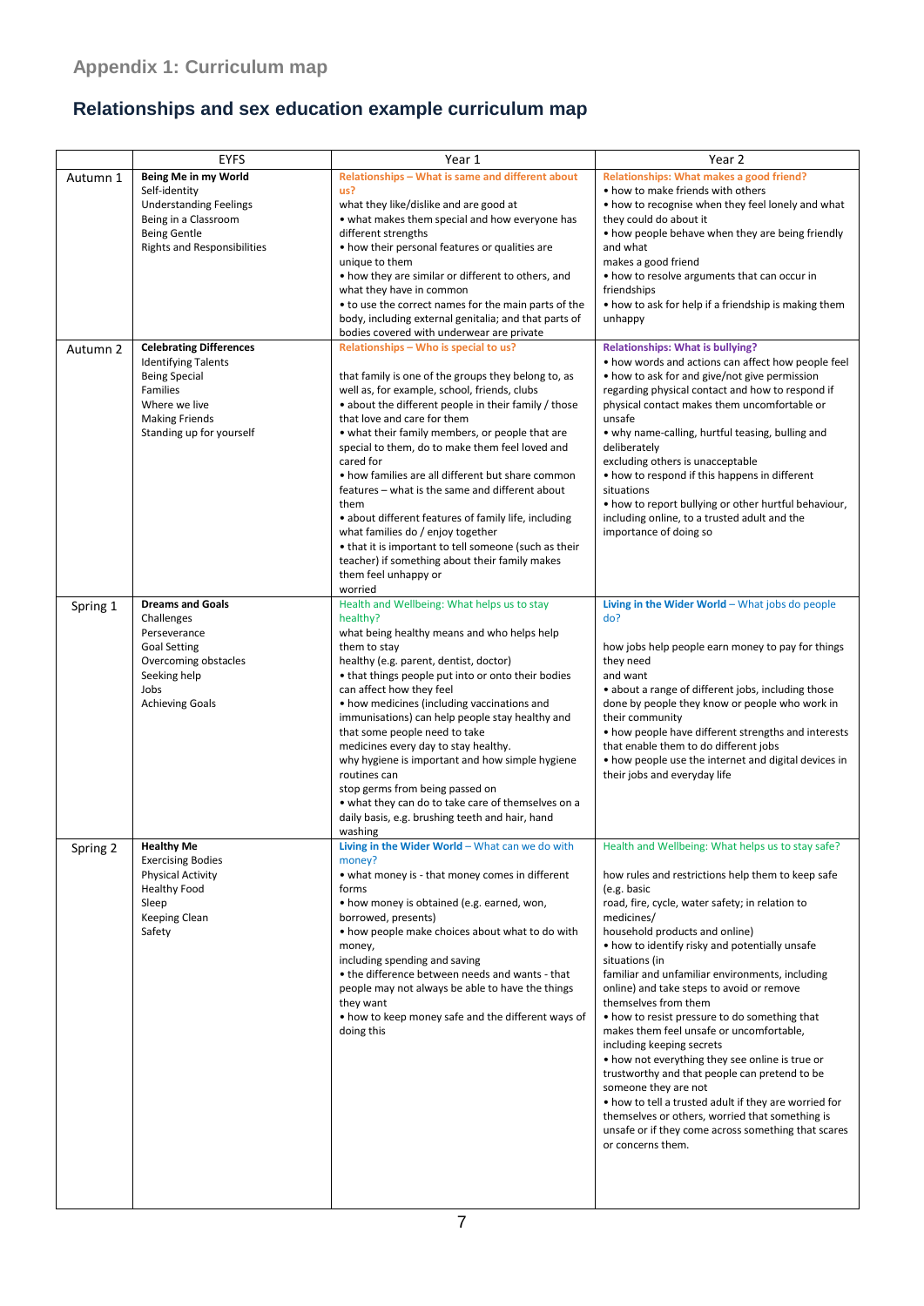## Appendix 1: Curriculum map

# Relationships and sex education example curriculum map

| | EYFS | Year 1 | Year 2 |
|---|---|---|---|
| Autumn 1 | **Being Me in my World**<br>Self-identity<br>Understanding Feelings<br>Being in a Classroom<br>Being Gentle<br>Rights and Responsibilities | **Relationships – What is same and different about us?**<br>what they like/dislike and are good at<br>• what makes them special and how everyone has different strengths<br>• how their personal features or qualities are unique to them<br>• how they are similar or different to others, and what they have in common<br>• to use the correct names for the main parts of the body, including external genitalia; and that parts of bodies covered with underwear are private | **Relationships: What makes a good friend?**<br>• how to make friends with others<br>• how to recognise when they feel lonely and what they could do about it<br>• how people behave when they are being friendly and what makes a good friend<br>• how to resolve arguments that can occur in friendships<br>• how to ask for help if a friendship is making them unhappy |
| Autumn 2 | **Celebrating Differences**<br>Identifying Talents<br>Being Special<br>Families<br>Where we live<br>Making Friends<br>Standing up for yourself | **Relationships – Who is special to us?**<br><br>that family is one of the groups they belong to, as well as, for example, school, friends, clubs<br>• about the different people in their family / those that love and care for them<br>• what their family members, or people that are special to them, do to make them feel loved and cared for<br>• how families are all different but share common features – what is the same and different about them<br>• about different features of family life, including what families do / enjoy together<br>• that it is important to tell someone (such as their teacher) if something about their family makes them feel unhappy or worried | **Relationships: What is bullying?**<br>• how words and actions can affect how people feel<br>• how to ask for and give/not give permission regarding physical contact and how to respond if physical contact makes them uncomfortable or unsafe<br>• why name-calling, hurtful teasing, bulling and deliberately excluding others is unacceptable<br>• how to respond if this happens in different situations<br>• how to report bullying or other hurtful behaviour, including online, to a trusted adult and the importance of doing so |
| Spring 1 | **Dreams and Goals**<br>Challenges<br>Perseverance<br>Goal Setting<br>Overcoming obstacles<br>Seeking help<br>Jobs<br>Achieving Goals | Health and Wellbeing: What helps us to stay healthy?<br>what being healthy means and who helps help them to stay healthy (e.g. parent, dentist, doctor)<br>• that things people put into or onto their bodies can affect how they feel<br>• how medicines (including vaccinations and immunisations) can help people stay healthy and that some people need to take medicines every day to stay healthy.<br>why hygiene is important and how simple hygiene routines can stop germs from being passed on<br>• what they can do to take care of themselves on a daily basis, e.g. brushing teeth and hair, hand washing | **Living in the Wider World** – What jobs do people do?<br><br>how jobs help people earn money to pay for things they need and want<br>• about a range of different jobs, including those done by people they know or people who work in their community<br>• how people have different strengths and interests that enable them to do different jobs<br>• how people use the internet and digital devices in their jobs and everyday life |
| Spring 2 | **Healthy Me**<br>Exercising Bodies<br>Physical Activity<br>Healthy Food<br>Sleep<br>Keeping Clean<br>Safety | **Living in the Wider World** – What can we do with money?<br>• what money is - that money comes in different forms<br>• how money is obtained (e.g. earned, won, borrowed, presents)<br>• how people make choices about what to do with money, including spending and saving<br>• the difference between needs and wants - that people may not always be able to have the things they want<br>• how to keep money safe and the different ways of doing this | Health and Wellbeing: What helps us to stay safe?<br><br>how rules and restrictions help them to keep safe (e.g. basic road, fire, cycle, water safety; in relation to medicines/ household products and online)<br>• how to identify risky and potentially unsafe situations (in familiar and unfamiliar environments, including online) and take steps to avoid or remove themselves from them<br>• how to resist pressure to do something that makes them feel unsafe or uncomfortable, including keeping secrets<br>• how not everything they see online is true or trustworthy and that people can pretend to be someone they are not<br>• how to tell a trusted adult if they are worried for themselves or others, worried that something is unsafe or if they come across something that scares or concerns them. |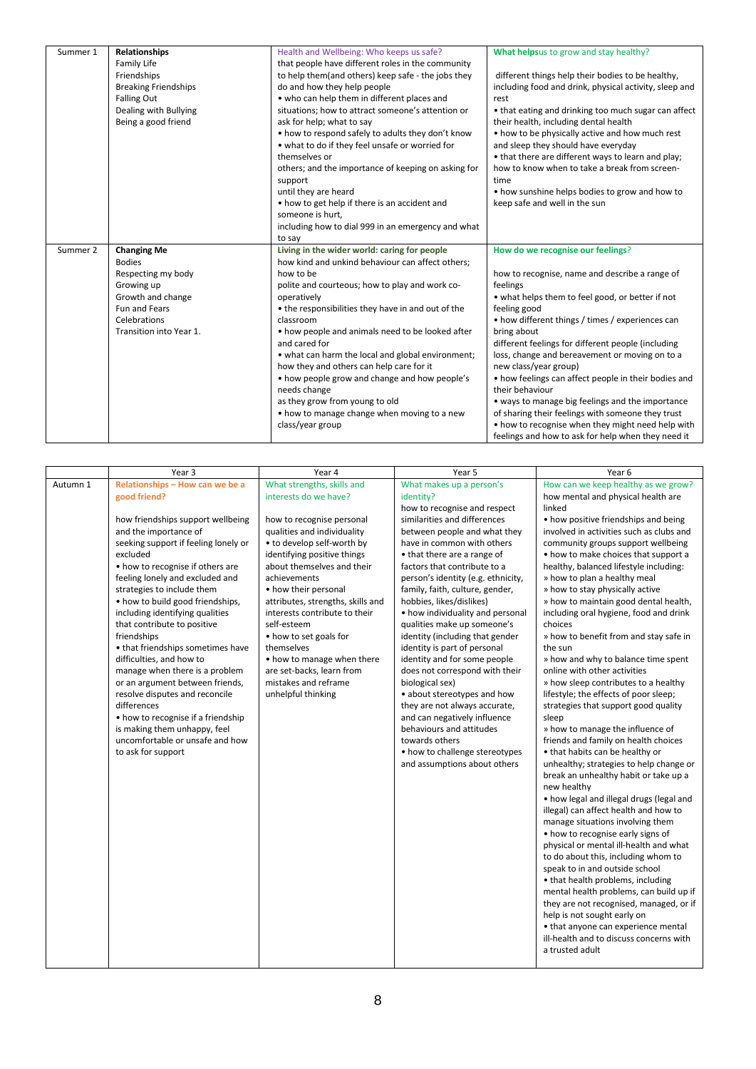| | | | |
|---|---|---|---|
| Summer 1 | **Relationships**<br>Family Life<br>Friendships<br>Breaking Friendships<br>Falling Out<br>Dealing with Bullying<br>Being a good friend | Health and Wellbeing: Who keeps us safe?<br>that people have different roles in the community to help them(and others) keep safe - the jobs they do and how they help people<br>• who can help them in different places and situations; how to attract someone's attention or ask for help; what to say<br>• how to respond safely to adults they don't know<br>• what to do if they feel unsafe or worried for themselves or others; and the importance of keeping on asking for support until they are heard<br>• how to get help if there is an accident and someone is hurt, including how to dial 999 in an emergency and what to say | **What helps**us to grow and stay healthy?<br><br>different things help their bodies to be healthy, including food and drink, physical activity, sleep and rest<br>• that eating and drinking too much sugar can affect their health, including dental health<br>• how to be physically active and how much rest and sleep they should have everyday<br>• that there are different ways to learn and play; how to know when to take a break from screen-time<br>• how sunshine helps bodies to grow and how to keep safe and well in the sun |
| Summer 2 | **Changing Me**<br>Bodies<br>Respecting my body<br>Growing up<br>Growth and change<br>Fun and Fears<br>Celebrations<br>Transition into Year 1. | **Living in the wider world: caring for people**<br>how kind and unkind behaviour can affect others; how to be polite and courteous; how to play and work co-operatively<br>• the responsibilities they have in and out of the classroom<br>• how people and animals need to be looked after and cared for<br>• what can harm the local and global environment; how they and others can help care for it<br>• how people grow and change and how people's needs change as they grow from young to old<br>• how to manage change when moving to a new class/year group | **How do we recognise our feelings**?<br><br>how to recognise, name and describe a range of feelings<br>• what helps them to feel good, or better if not feeling good<br>• how different things / times / experiences can bring about different feelings for different people (including loss, change and bereavement or moving on to a new class/year group)<br>• how feelings can affect people in their bodies and their behaviour<br>• ways to manage big feelings and the importance of sharing their feelings with someone they trust<br>• how to recognise when they might need help with feelings and how to ask for help when they need it |

| | Year 3 | Year 4 | Year 5 | Year 6 |
|---|---|---|---|---|
| Autumn 1 | **Relationships – How can we be a good friend?**<br><br>how friendships support wellbeing and the importance of seeking support if feeling lonely or excluded<br>• how to recognise if others are feeling lonely and excluded and strategies to include them<br>• how to build good friendships, including identifying qualities that contribute to positive friendships<br>• that friendships sometimes have difficulties, and how to manage when there is a problem or an argument between friends, resolve disputes and reconcile differences<br>• how to recognise if a friendship is making them unhappy, feel uncomfortable or unsafe and how to ask for support | What strengths, skills and interests do we have?<br><br>how to recognise personal qualities and individuality<br>• to develop self-worth by identifying positive things about themselves and their achievements<br>• how their personal attributes, strengths, skills and interests contribute to their self-esteem<br>• how to set goals for themselves<br>• how to manage when there are set-backs, learn from mistakes and reframe unhelpful thinking | What makes up a person's identity?<br>how to recognise and respect similarities and differences between people and what they have in common with others<br>• that there are a range of factors that contribute to a person's identity (e.g. ethnicity, family, faith, culture, gender, hobbies, likes/dislikes)<br>• how individuality and personal qualities make up someone's identity (including that gender identity is part of personal identity and for some people does not correspond with their biological sex)<br>• about stereotypes and how they are not always accurate, and can negatively influence behaviours and attitudes towards others<br>• how to challenge stereotypes and assumptions about others | How can we keep healthy as we grow?<br>how mental and physical health are linked<br>• how positive friendships and being involved in activities such as clubs and community groups support wellbeing<br>• how to make choices that support a healthy, balanced lifestyle including:<br>» how to plan a healthy meal<br>» how to stay physically active<br>» how to maintain good dental health, including oral hygiene, food and drink choices<br>» how to benefit from and stay safe in the sun<br>» how and why to balance time spent online with other activities<br>» how sleep contributes to a healthy lifestyle; the effects of poor sleep; strategies that support good quality sleep<br>» how to manage the influence of friends and family on health choices<br>• that habits can be healthy or unhealthy; strategies to help change or break an unhealthy habit or take up a new healthy<br>• how legal and illegal drugs (legal and illegal) can affect health and how to manage situations involving them<br>• how to recognise early signs of physical or mental ill-health and what to do about this, including whom to speak to in and outside school<br>• that health problems, including mental health problems, can build up if they are not recognised, managed, or if help is not sought early on<br>• that anyone can experience mental ill-health and to discuss concerns with a trusted adult |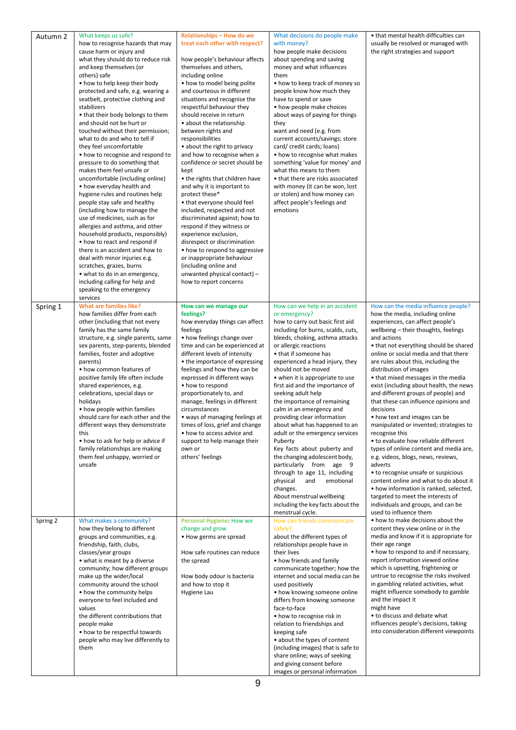| Autumn 2 | What keeps us safe?<br>how to recognise hazards that may cause harm or injury and what they should do to reduce risk and keep themselves (or others) safe<br>• how to help keep their body protected and safe, e.g. wearing a seatbelt, protective clothing and stabilizers<br>• that their body belongs to them and should not be hurt or touched without their permission; what to do and who to tell if they feel uncomfortable<br>• how to recognise and respond to pressure to do something that makes them feel unsafe or uncomfortable (including online)<br>• how everyday health and hygiene rules and routines help people stay safe and healthy (including how to manage the use of medicines, such as for allergies and asthma, and other household products, responsibly)<br>• how to react and respond if there is an accident and how to deal with minor injuries e.g. scratches, grazes, burns<br>• what to do in an emergency, including calling for help and speaking to the emergency services | **Relationships – How do we treat each other with respect?**<br><br>how people's behaviour affects themselves and others, including online<br>• how to model being polite and courteous in different situations and recognise the respectful behaviour they should receive in return<br>• about the relationship between rights and responsibilities<br>• about the right to privacy and how to recognise when a confidence or secret should be kept<br>• the rights that children have and why it is important to protect these*<br>• that everyone should feel included, respected and not discriminated against; how to respond if they witness or experience exclusion, disrespect or discrimination<br>• how to respond to aggressive or inappropriate behaviour (including online and unwanted physical contact) – how to report concerns | What decisions do people make with money?<br>how people make decisions about spending and saving money and what influences them<br>• how to keep track of money so people know how much they have to spend or save<br>• how people make choices about ways of paying for things they want and need (e.g. from current accounts/savings; store card/ credit cards; loans)<br>• how to recognise what makes something 'value for money' and what this means to them<br>• that there are risks associated with money (it can be won, lost or stolen) and how money can affect people's feelings and emotions | • that mental health difficulties can usually be resolved or managed with the right strategies and support |
|---|---|---|---|---|
| Spring 1 | **What are families like?**<br>how families differ from each other (including that not every family has the same family structure, e.g. single parents, same sex parents, step-parents, blended families, foster and adoptive parents)<br>• how common features of positive family life often include shared experiences, e.g. celebrations, special days or holidays<br>• how people within families should care for each other and the different ways they demonstrate this<br>• how to ask for help or advice if family relationships are making them feel unhappy, worried or unsafe | **How can we manage our feelings?**<br>how everyday things can affect feelings<br>• how feelings change over time and can be experienced at different levels of intensity<br>• the importance of expressing feelings and how they can be expressed in different ways<br>• how to respond proportionately to, and manage, feelings in different circumstances<br>• ways of managing feelings at times of loss, grief and change<br>• how to access advice and support to help manage their own or others' feelings | How can we help in an accident or emergency?<br>how to carry out basic first aid including for burns, scalds, cuts, bleeds, choking, asthma attacks or allergic reactions<br>• that if someone has experienced a head injury, they should not be moved<br>• when it is appropriate to use first aid and the importance of seeking adult help<br>the importance of remaining calm in an emergency and providing clear information about what has happened to an adult or the emergency services<br>Puberty<br>Key facts about puberty and the changing adolescent body, particularly from age 9 through to age 11, including physical and emotional changes.<br>About menstrual wellbeing including the key facts about the menstrual cycle. | How can the media influence people?<br>how the media, including online experiences, can affect people's wellbeing – their thoughts, feelings and actions<br>• that not everything should be shared online or social media and that there are rules about this, including the distribution of images<br>• that mixed messages in the media exist (including about health, the news and different groups of people) and that these can influence opinions and decisions<br>• how text and images can be manipulated or invented; strategies to recognise this<br>• to evaluate how reliable different types of online content and media are, e.g. videos, blogs, news, reviews, adverts<br>• to recognise unsafe or suspicious content online and what to do about it<br>• how information is ranked, selected, targeted to meet the interests of individuals and groups, and can be used to influence them<br>• how to make decisions about the content they view online or in the media and know if it is appropriate for their age range<br>• how to respond to and if necessary, report information viewed online which is upsetting, frightening or untrue to recognise the risks involved in gambling related activities, what might influence somebody to gamble and the impact it might have<br>• to discuss and debate what influences people's decisions, taking into consideration different viewpoints |
| Spring 2 | What makes a community?<br>how they belong to different groups and communities, e.g. friendship, faith, clubs, classes/year groups<br>• what is meant by a diverse community; how different groups make up the wider/local community around the school<br>• how the community helps everyone to feel included and values<br>the different contributions that people make<br>• how to be respectful towards people who may live differently to them | Personal Hygiene: How we change and grow<br>• How germs are spread<br><br>How safe routines can reduce the spread<br><br>How body odour is bacteria and how to stop it<br>Hygiene Lau | How can friends communicate safely?<br>about the different types of relationships people have in their lives<br>• how friends and family communicate together; how the internet and social media can be used positively<br>• how knowing someone online differs from knowing someone face-to-face<br>• how to recognise risk in relation to friendships and keeping safe<br>• about the types of content (including images) that is safe to share online; ways of seeking and giving consent before images or personal information | |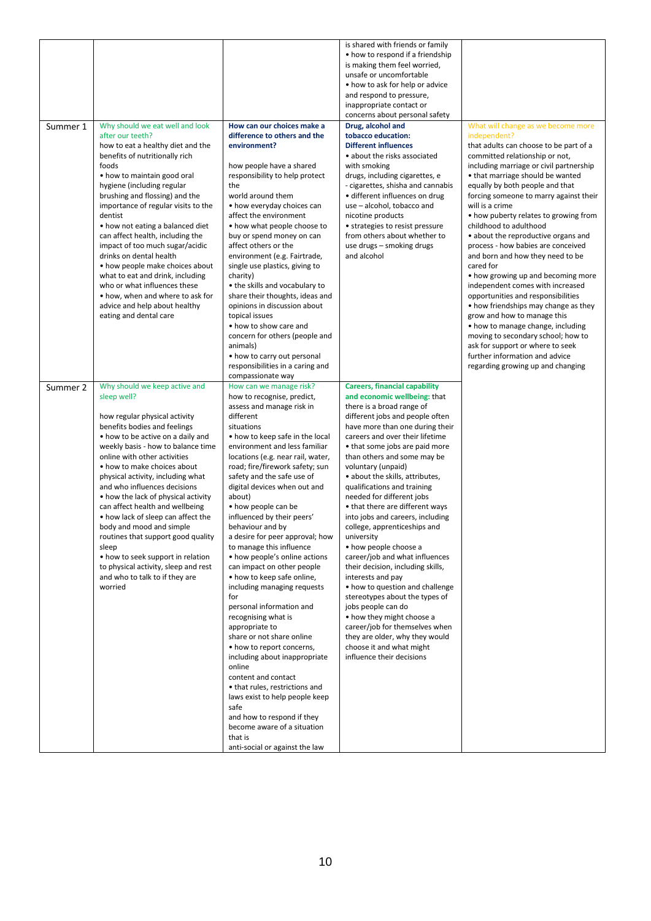| | | | | |
|---|---|---|---|---|
| | | | is shared with friends or family<br>• how to respond if a friendship is making them feel worried, unsafe or uncomfortable<br>• how to ask for help or advice and respond to pressure, inappropriate contact or concerns about personal safety | |
| Summer 1 | Why should we eat well and look after our teeth?<br>how to eat a healthy diet and the benefits of nutritionally rich foods<br>• how to maintain good oral hygiene (including regular brushing and flossing) and the importance of regular visits to the dentist<br>• how not eating a balanced diet can affect health, including the impact of too much sugar/acidic drinks on dental health<br>• how people make choices about what to eat and drink, including who or what influences these<br>• how, when and where to ask for advice and help about healthy eating and dental care | **How can our choices make a difference to others and the environment?**<br><br>how people have a shared responsibility to help protect the world around them<br>• how everyday choices can affect the environment<br>• how what people choose to buy or spend money on can affect others or the environment (e.g. Fairtrade, single use plastics, giving to charity)<br>• the skills and vocabulary to share their thoughts, ideas and opinions in discussion about topical issues<br>• how to show care and concern for others (people and animals)<br>• how to carry out personal responsibilities in a caring and compassionate way | **Drug, alcohol and tobacco education: Different influences**<br>• about the risks associated with smoking drugs, including cigarettes, e - cigarettes, shisha and cannabis<br>• different influences on drug use – alcohol, tobacco and nicotine products<br>• strategies to resist pressure from others about whether to use drugs – smoking drugs and alcohol | What will change as we become more independent?<br>that adults can choose to be part of a committed relationship or not, including marriage or civil partnership<br>• that marriage should be wanted equally by both people and that forcing someone to marry against their will is a crime<br>• how puberty relates to growing from childhood to adulthood<br>• about the reproductive organs and process - how babies are conceived and born and how they need to be cared for<br>• how growing up and becoming more independent comes with increased opportunities and responsibilities<br>• how friendships may change as they grow and how to manage this<br>• how to manage change, including moving to secondary school; how to ask for support or where to seek further information and advice regarding growing up and changing |
| Summer 2 | Why should we keep active and sleep well?<br><br>how regular physical activity benefits bodies and feelings<br>• how to be active on a daily and weekly basis - how to balance time online with other activities<br>• how to make choices about physical activity, including what and who influences decisions<br>• how the lack of physical activity can affect health and wellbeing<br>• how lack of sleep can affect the body and mood and simple routines that support good quality sleep<br>• how to seek support in relation to physical activity, sleep and rest and who to talk to if they are worried | How can we manage risk?<br>how to recognise, predict, assess and manage risk in different situations<br>• how to keep safe in the local environment and less familiar locations (e.g. near rail, water, road; fire/firework safety; sun safety and the safe use of digital devices when out and about)<br>• how people can be influenced by their peers' behaviour and by a desire for peer approval; how to manage this influence<br>• how people's online actions can impact on other people<br>• how to keep safe online, including managing requests for personal information and recognising what is appropriate to share or not share online<br>• how to report concerns, including about inappropriate online content and contact<br>• that rules, restrictions and laws exist to help people keep safe and how to respond if they become aware of a situation that is anti-social or against the law | **Careers, financial capability and economic wellbeing:** that there is a broad range of different jobs and people often have more than one during their careers and over their lifetime<br>• that some jobs are paid more than others and some may be voluntary (unpaid)<br>• about the skills, attributes, qualifications and training needed for different jobs<br>• that there are different ways into jobs and careers, including college, apprenticeships and university<br>• how people choose a career/job and what influences their decision, including skills, interests and pay<br>• how to question and challenge stereotypes about the types of jobs people can do<br>• how they might choose a career/job for themselves when they are older, why they would choose it and what might influence their decisions | |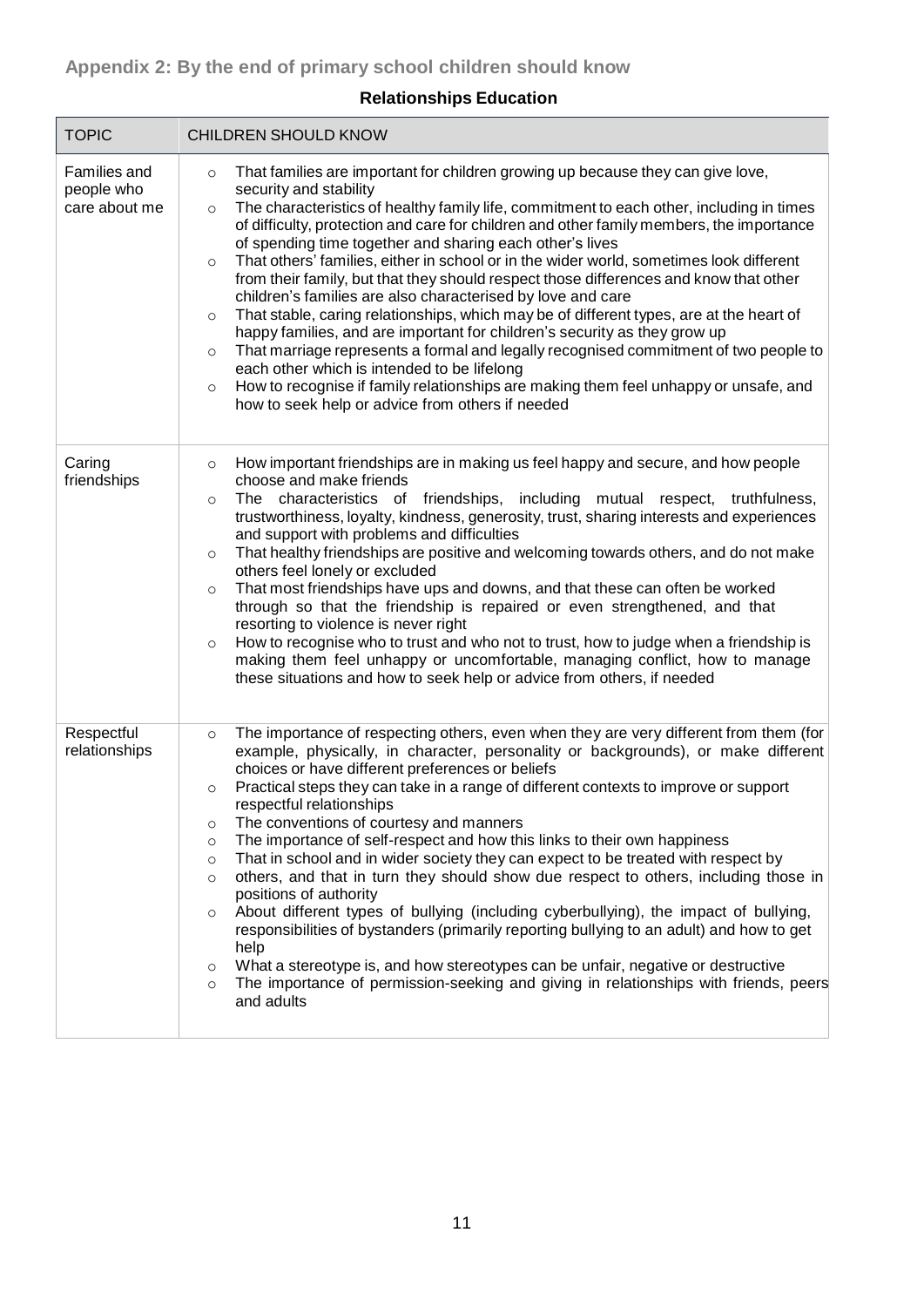## Appendix 2: By the end of primary school children should know

### Relationships Education

| TOPIC | CHILDREN SHOULD KNOW |
|---|---|
| Families and people who care about me | ○ That families are important for children growing up because they can give love, security and stability<br>○ The characteristics of healthy family life, commitment to each other, including in times of difficulty, protection and care for children and other family members, the importance of spending time together and sharing each other's lives<br>○ That others' families, either in school or in the wider world, sometimes look different from their family, but that they should respect those differences and know that other children's families are also characterised by love and care<br>○ That stable, caring relationships, which may be of different types, are at the heart of happy families, and are important for children's security as they grow up<br>○ That marriage represents a formal and legally recognised commitment of two people to each other which is intended to be lifelong<br>○ How to recognise if family relationships are making them feel unhappy or unsafe, and how to seek help or advice from others if needed |
| Caring friendships | ○ How important friendships are in making us feel happy and secure, and how people choose and make friends<br>○ The characteristics of friendships, including mutual respect, truthfulness, trustworthiness, loyalty, kindness, generosity, trust, sharing interests and experiences and support with problems and difficulties<br>○ That healthy friendships are positive and welcoming towards others, and do not make others feel lonely or excluded<br>○ That most friendships have ups and downs, and that these can often be worked through so that the friendship is repaired or even strengthened, and that resorting to violence is never right<br>○ How to recognise who to trust and who not to trust, how to judge when a friendship is making them feel unhappy or uncomfortable, managing conflict, how to manage these situations and how to seek help or advice from others, if needed |
| Respectful relationships | ○ The importance of respecting others, even when they are very different from them (for example, physically, in character, personality or backgrounds), or make different choices or have different preferences or beliefs<br>○ Practical steps they can take in a range of different contexts to improve or support respectful relationships<br>○ The conventions of courtesy and manners<br>○ The importance of self-respect and how this links to their own happiness<br>○ That in school and in wider society they can expect to be treated with respect by<br>○ others, and that in turn they should show due respect to others, including those in positions of authority<br>○ About different types of bullying (including cyberbullying), the impact of bullying, responsibilities of bystanders (primarily reporting bullying to an adult) and how to get help<br>○ What a stereotype is, and how stereotypes can be unfair, negative or destructive<br>○ The importance of permission-seeking and giving in relationships with friends, peers and adults |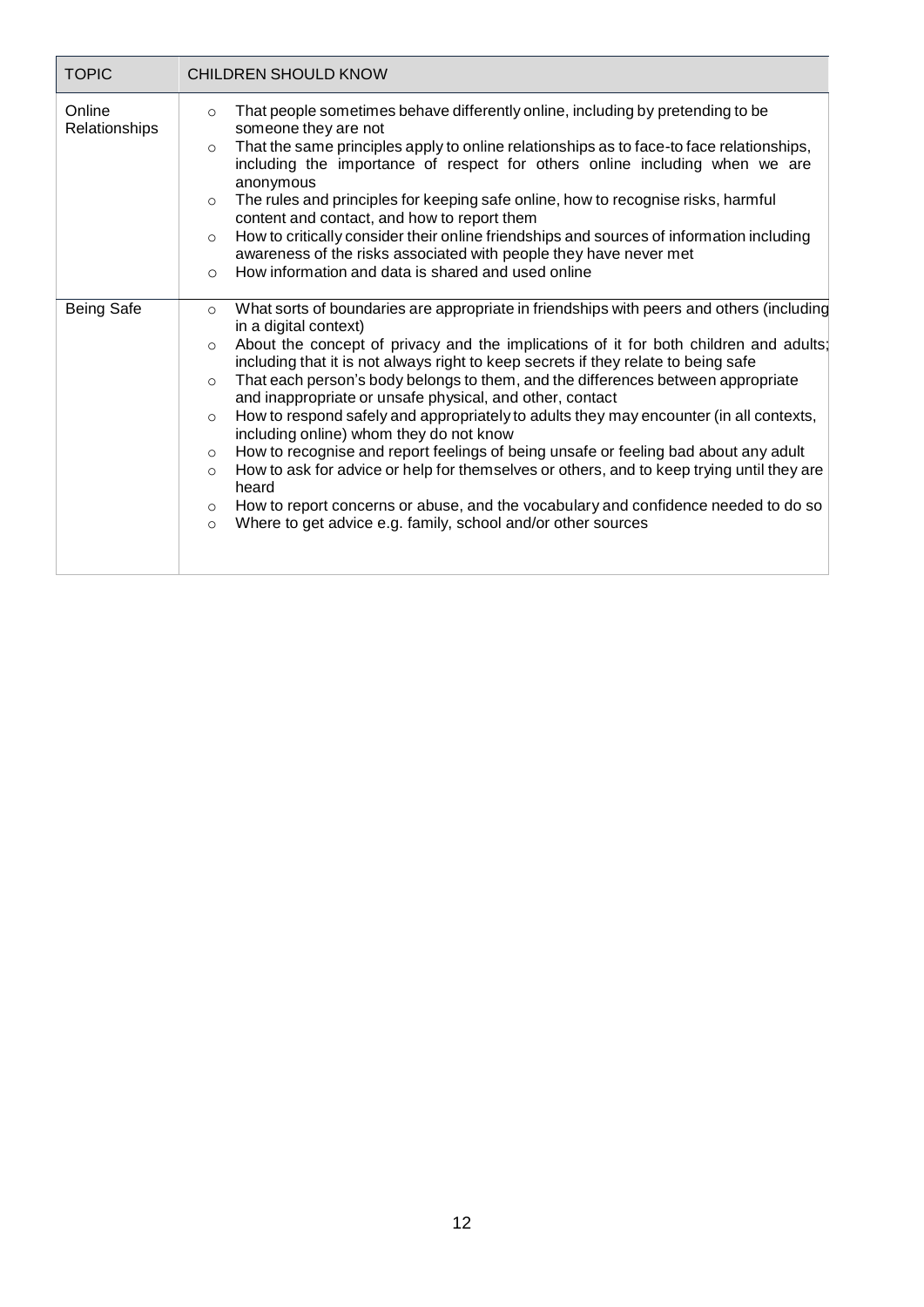| TOPIC | CHILDREN SHOULD KNOW |
| --- | --- |
| Online Relationships | ○ That people sometimes behave differently online, including by pretending to be someone they are not<br>○ That the same principles apply to online relationships as to face-to face relationships, including the importance of respect for others online including when we are anonymous<br>○ The rules and principles for keeping safe online, how to recognise risks, harmful content and contact, and how to report them<br>○ How to critically consider their online friendships and sources of information including awareness of the risks associated with people they have never met<br>○ How information and data is shared and used online |
| Being Safe | ○ What sorts of boundaries are appropriate in friendships with peers and others (including in a digital context)<br>○ About the concept of privacy and the implications of it for both children and adults; including that it is not always right to keep secrets if they relate to being safe<br>○ That each person's body belongs to them, and the differences between appropriate and inappropriate or unsafe physical, and other, contact<br>○ How to respond safely and appropriately to adults they may encounter (in all contexts, including online) whom they do not know<br>○ How to recognise and report feelings of being unsafe or feeling bad about any adult<br>○ How to ask for advice or help for themselves or others, and to keep trying until they are heard<br>○ How to report concerns or abuse, and the vocabulary and confidence needed to do so<br>○ Where to get advice e.g. family, school and/or other sources |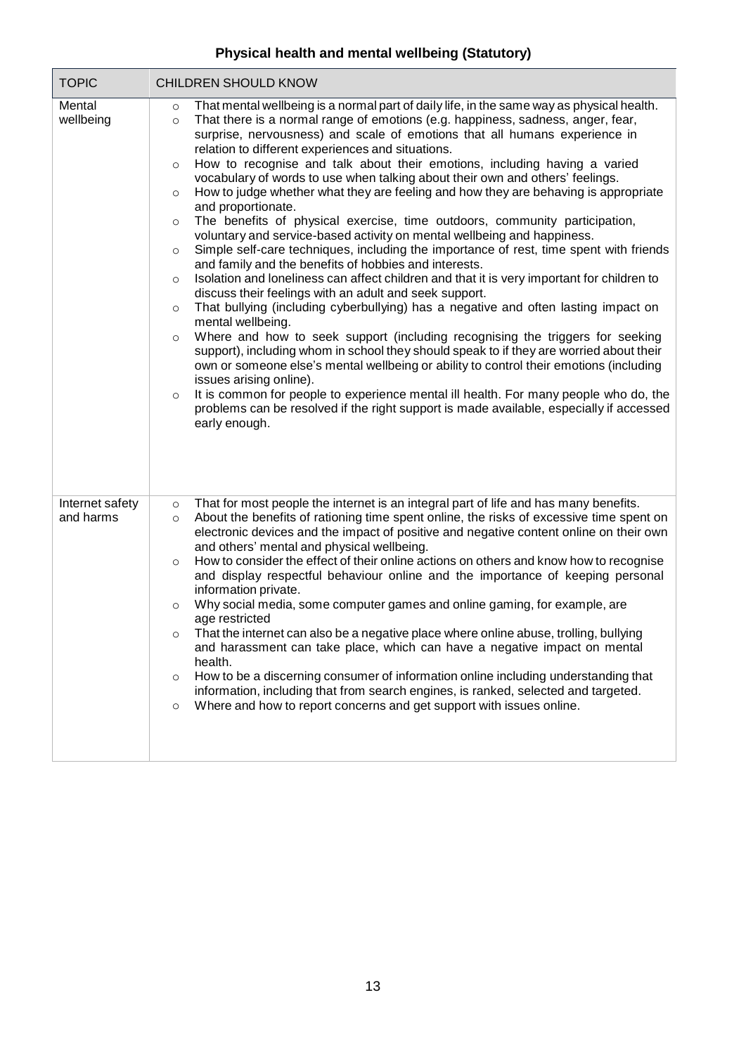## Physical health and mental wellbeing (Statutory)

| TOPIC | CHILDREN SHOULD KNOW |
|---|---|
| Mental wellbeing | ○ That mental wellbeing is a normal part of daily life, in the same way as physical health.<br>○ That there is a normal range of emotions (e.g. happiness, sadness, anger, fear, surprise, nervousness) and scale of emotions that all humans experience in relation to different experiences and situations.<br>○ How to recognise and talk about their emotions, including having a varied vocabulary of words to use when talking about their own and others' feelings.<br>○ How to judge whether what they are feeling and how they are behaving is appropriate and proportionate.<br>○ The benefits of physical exercise, time outdoors, community participation, voluntary and service-based activity on mental wellbeing and happiness.<br>○ Simple self-care techniques, including the importance of rest, time spent with friends and family and the benefits of hobbies and interests.<br>○ Isolation and loneliness can affect children and that it is very important for children to discuss their feelings with an adult and seek support.<br>○ That bullying (including cyberbullying) has a negative and often lasting impact on mental wellbeing.<br>○ Where and how to seek support (including recognising the triggers for seeking support), including whom in school they should speak to if they are worried about their own or someone else's mental wellbeing or ability to control their emotions (including issues arising online).<br>○ It is common for people to experience mental ill health. For many people who do, the problems can be resolved if the right support is made available, especially if accessed early enough. |
| Internet safety and harms | ○ That for most people the internet is an integral part of life and has many benefits.<br>○ About the benefits of rationing time spent online, the risks of excessive time spent on electronic devices and the impact of positive and negative content online on their own and others' mental and physical wellbeing.<br>○ How to consider the effect of their online actions on others and know how to recognise and display respectful behaviour online and the importance of keeping personal information private.<br>○ Why social media, some computer games and online gaming, for example, are age restricted<br>○ That the internet can also be a negative place where online abuse, trolling, bullying and harassment can take place, which can have a negative impact on mental health.<br>○ How to be a discerning consumer of information online including understanding that information, including that from search engines, is ranked, selected and targeted.<br>○ Where and how to report concerns and get support with issues online. |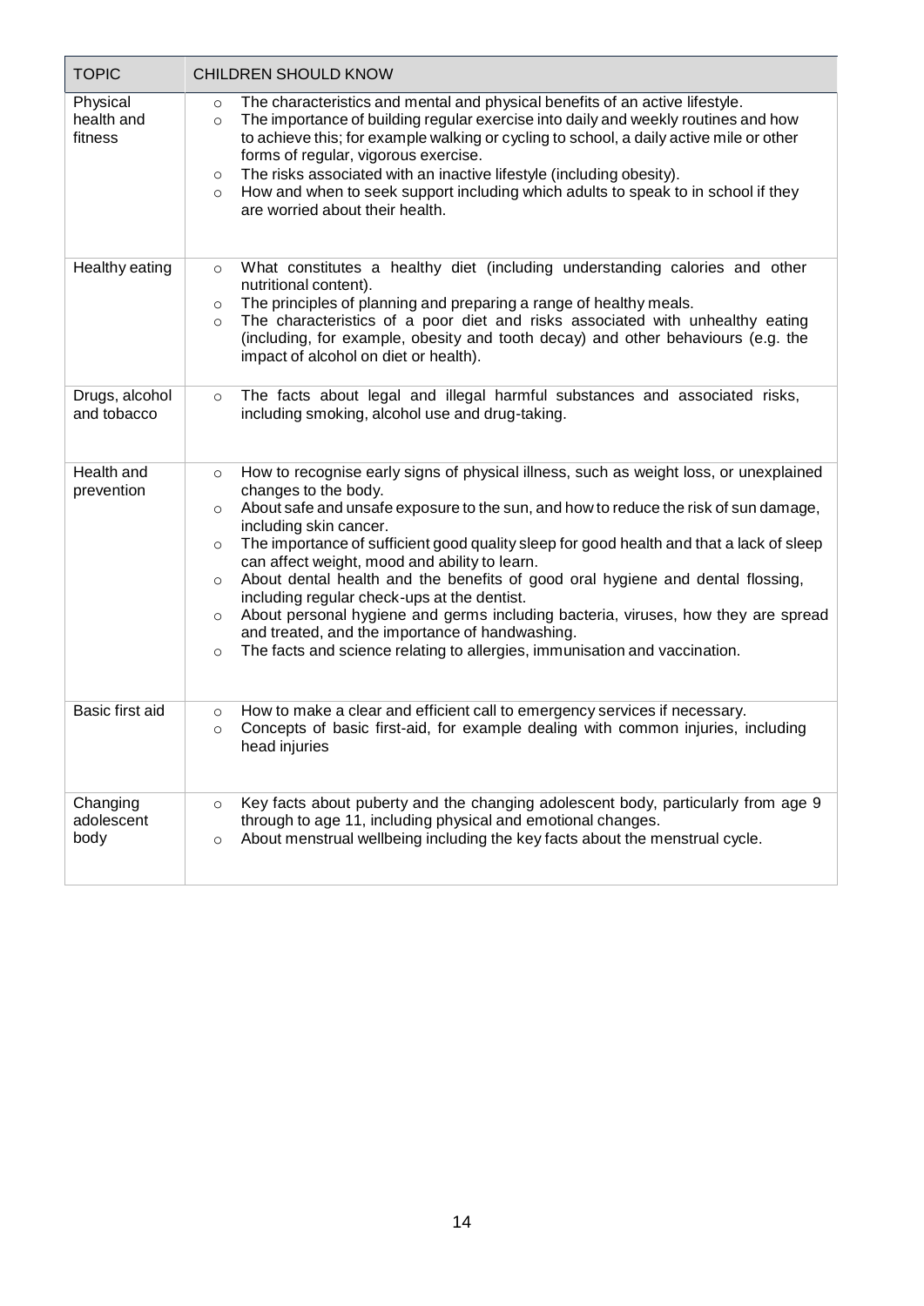| TOPIC | CHILDREN SHOULD KNOW |
|---|---|
| Physical health and fitness | ○ The characteristics and mental and physical benefits of an active lifestyle.<br>○ The importance of building regular exercise into daily and weekly routines and how to achieve this; for example walking or cycling to school, a daily active mile or other forms of regular, vigorous exercise.<br>○ The risks associated with an inactive lifestyle (including obesity).<br>○ How and when to seek support including which adults to speak to in school if they are worried about their health. |
| Healthy eating | ○ What constitutes a healthy diet (including understanding calories and other nutritional content).<br>○ The principles of planning and preparing a range of healthy meals.<br>○ The characteristics of a poor diet and risks associated with unhealthy eating (including, for example, obesity and tooth decay) and other behaviours (e.g. the impact of alcohol on diet or health). |
| Drugs, alcohol and tobacco | ○ The facts about legal and illegal harmful substances and associated risks, including smoking, alcohol use and drug-taking. |
| Health and prevention | ○ How to recognise early signs of physical illness, such as weight loss, or unexplained changes to the body.<br>○ About safe and unsafe exposure to the sun, and how to reduce the risk of sun damage, including skin cancer.<br>○ The importance of sufficient good quality sleep for good health and that a lack of sleep can affect weight, mood and ability to learn.<br>○ About dental health and the benefits of good oral hygiene and dental flossing, including regular check-ups at the dentist.<br>○ About personal hygiene and germs including bacteria, viruses, how they are spread and treated, and the importance of handwashing.<br>○ The facts and science relating to allergies, immunisation and vaccination. |
| Basic first aid | ○ How to make a clear and efficient call to emergency services if necessary.<br>○ Concepts of basic first-aid, for example dealing with common injuries, including head injuries |
| Changing adolescent body | ○ Key facts about puberty and the changing adolescent body, particularly from age 9 through to age 11, including physical and emotional changes.<br>○ About menstrual wellbeing including the key facts about the menstrual cycle. |